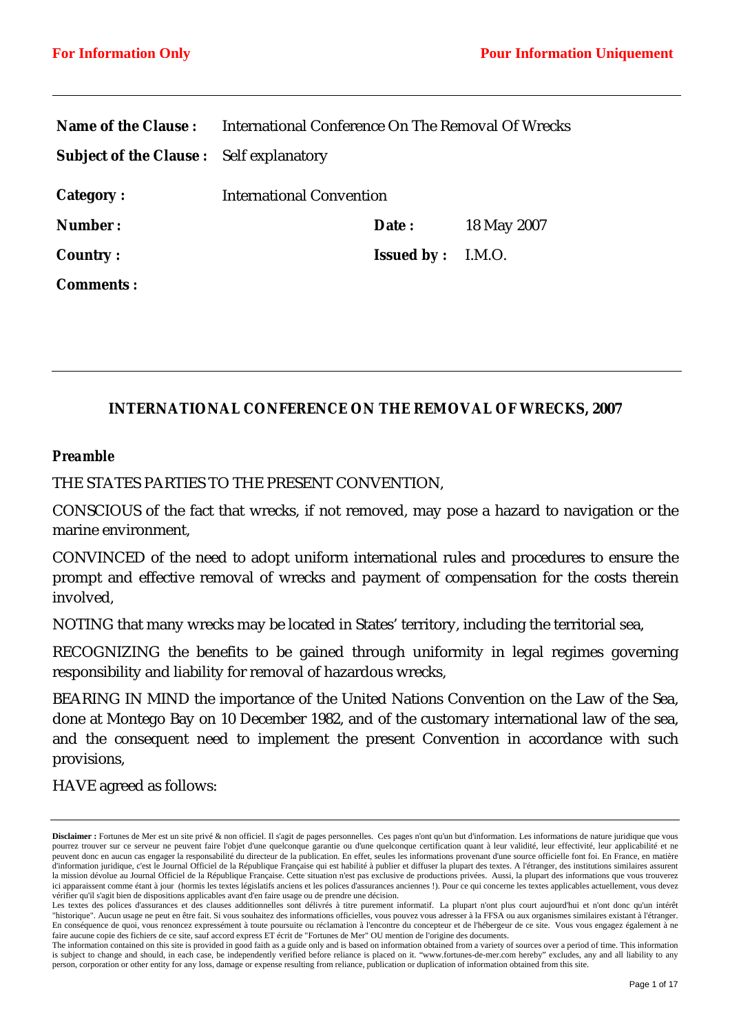**For Information Only** **Pour Information Uniquement**

| | | | |
|---|---|---|---|
| **Name of the Clause :** | International Conference On The Removal Of Wrecks | | |
| **Subject of the Clause :** | Self explanatory | | |
| **Category :** | International Convention | | |
| **Number :** | | **Date :** | 18 May 2007 |
| **Country :** | | **Issued by :** | I.M.O. |
| **Comments :** | | | |

---

## INTERNATIONAL CONFERENCE ON THE REMOVAL OF WRECKS, 2007

***Preamble***

THE STATES PARTIES TO THE PRESENT CONVENTION,

CONSCIOUS of the fact that wrecks, if not removed, may pose a hazard to navigation or the marine environment,

CONVINCED of the need to adopt uniform international rules and procedures to ensure the prompt and effective removal of wrecks and payment of compensation for the costs therein involved,

NOTING that many wrecks may be located in States' territory, including the territorial sea,

RECOGNIZING the benefits to be gained through uniformity in legal regimes governing responsibility and liability for removal of hazardous wrecks,

BEARING IN MIND the importance of the United Nations Convention on the Law of the Sea, done at Montego Bay on 10 December 1982, and of the customary international law of the sea, and the consequent need to implement the present Convention in accordance with such provisions,

HAVE agreed as follows:

---

**Disclaimer :** Fortunes de Mer est un site privé & non officiel. Il s'agit de pages personnelles. Ces pages n'ont qu'un but d'information. Les informations de nature juridique que vous pourrez trouver sur ce serveur ne peuvent faire l'objet d'une quelconque garantie ou d'une quelconque certification quant à leur validité, leur effectivité, leur applicabilité et ne peuvent donc en aucun cas engager la responsabilité du directeur de la publication. En effet, seules les informations provenant d'une source officielle font foi. En France, en matière d'information juridique, c'est le Journal Officiel de la République Française qui est habilité à publier et diffuser la plupart des textes. A l'étranger, des institutions similaires assurent la mission dévolue au Journal Officiel de la République Française. Cette situation n'est pas exclusive de productions privées. Aussi, la plupart des informations que vous trouverez ici apparaissent comme étant à jour (hormis les textes législatifs anciens et les polices d'assurances anciennes !). Pour ce qui concerne les textes applicables actuellement, vous devez vérifier qu'il s'agit bien de dispositions applicables avant d'en faire usage ou de prendre une décision.
Les textes des polices d'assurances et des clauses additionnelles sont délivrés à titre purement informatif. La plupart n'ont plus court aujourd'hui et n'ont donc qu'un intérêt "historique". Aucun usage ne peut en être fait. Si vous souhaitez des informations officielles, vous pouvez vous adresser à la FFSA ou aux organismes similaires existant à l'étranger. En conséquence de quoi, vous renoncez expressément à toute poursuite ou réclamation à l'encontre du concepteur et de l'hébergeur de ce site. Vous vous engagez également à ne faire aucune copie des fichiers de ce site, sauf accord express ET écrit de "Fortunes de Mer" OU mention de l'origine des documents.
The information contained on this site is provided in good faith as a guide only and is based on information obtained from a variety of sources over a period of time. This information is subject to change and should, in each case, be independently verified before reliance is placed on it. "www.fortunes-de-mer.com hereby" excludes, any and all liability to any person, corporation or other entity for any loss, damage or expense resulting from reliance, publication or duplication of information obtained from this site.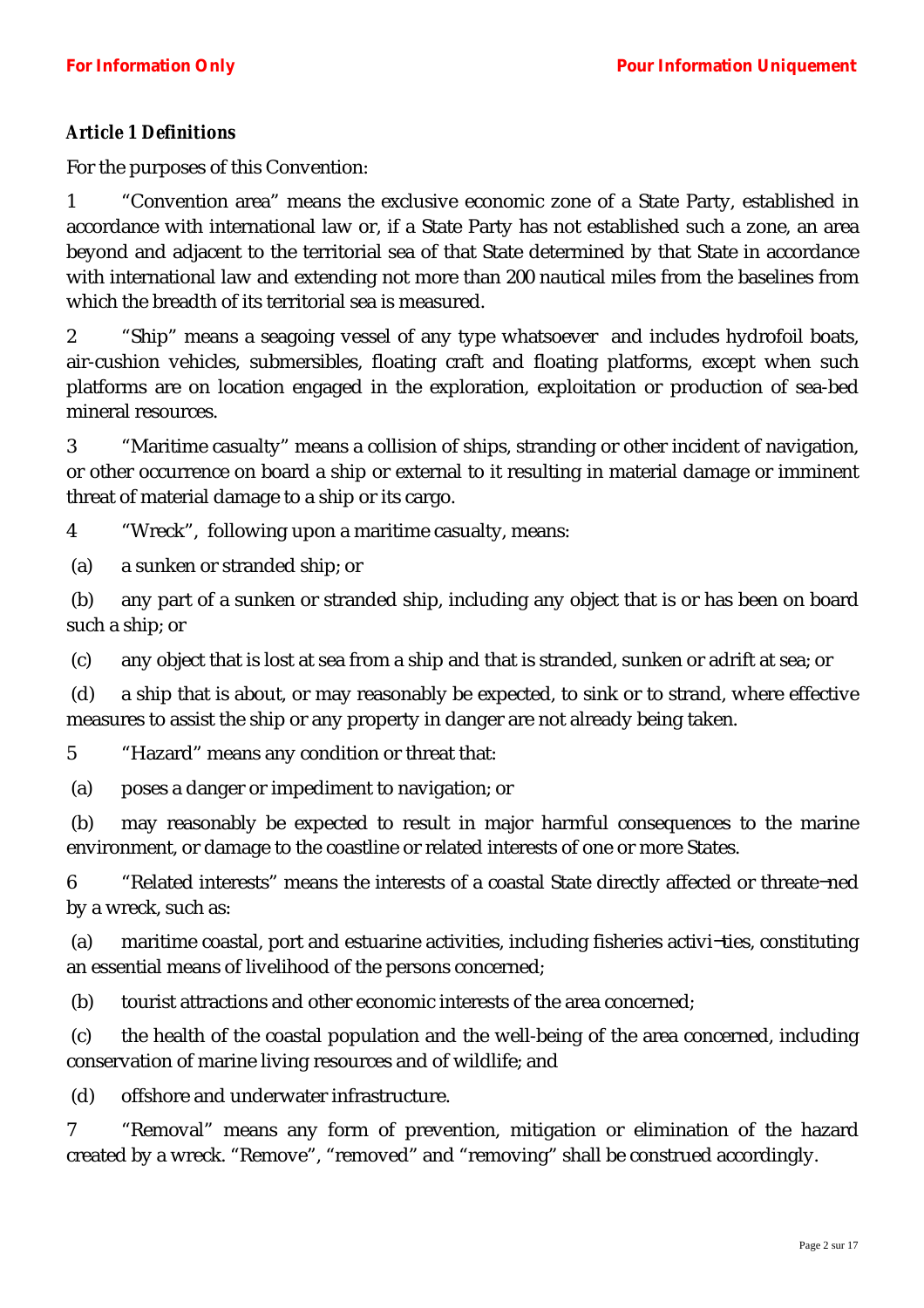***Article 1 Definitions***

For the purposes of this Convention:

1 "Convention area" means the exclusive economic zone of a State Party, established in accordance with international law or, if a State Party has not established such a zone, an area beyond and adjacent to the territorial sea of that State determined by that State in accordance with international law and extending not more than 200 nautical miles from the baselines from which the breadth of its territorial sea is measured.

2 "Ship" means a seagoing vessel of any type whatsoever and includes hydrofoil boats, air-cushion vehicles, submersibles, floating craft and floating platforms, except when such platforms are on location engaged in the exploration, exploitation or production of sea-bed mineral resources.

3 "Maritime casualty" means a collision of ships, stranding or other incident of navigation, or other occurrence on board a ship or external to it resulting in material damage or imminent threat of material damage to a ship or its cargo.

4 "Wreck", following upon a maritime casualty, means:

(a) a sunken or stranded ship; or

(b) any part of a sunken or stranded ship, including any object that is or has been on board such a ship; or

(c) any object that is lost at sea from a ship and that is stranded, sunken or adrift at sea; or

(d) a ship that is about, or may reasonably be expected, to sink or to strand, where effective measures to assist the ship or any property in danger are not already being taken.

5 "Hazard" means any condition or threat that:

(a) poses a danger or impediment to navigation; or

(b) may reasonably be expected to result in major harmful consequences to the marine environment, or damage to the coastline or related interests of one or more States.

6 "Related interests" means the interests of a coastal State directly affected or threatened by a wreck, such as:

(a) maritime coastal, port and estuarine activities, including fisheries activities, constituting an essential means of livelihood of the persons concerned;

(b) tourist attractions and other economic interests of the area concerned;

(c) the health of the coastal population and the well-being of the area concerned, including conservation of marine living resources and of wildlife; and

(d) offshore and underwater infrastructure.

7 "Removal" means any form of prevention, mitigation or elimination of the hazard created by a wreck. "Remove", "removed" and "removing" shall be construed accordingly.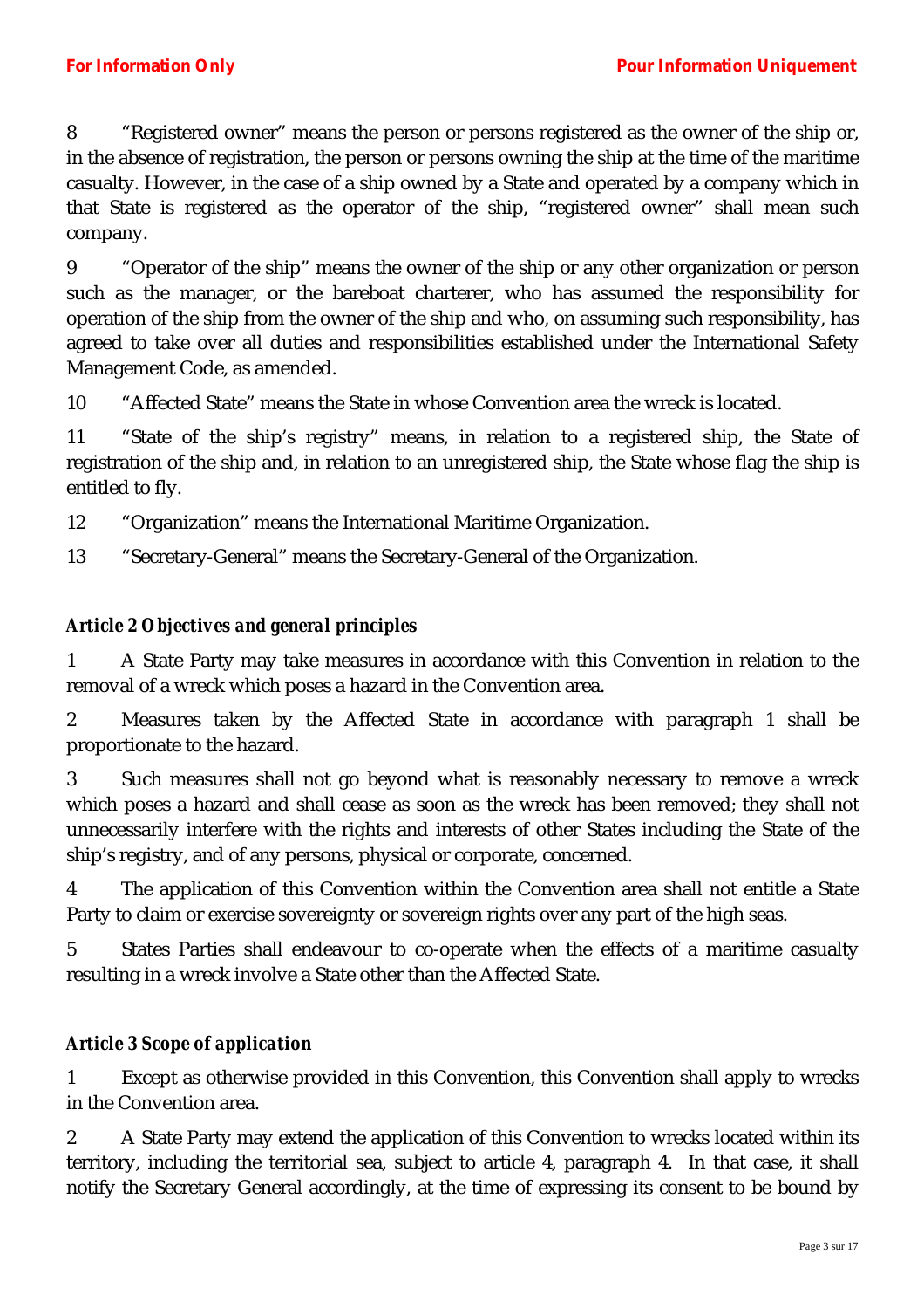8 “Registered owner” means the person or persons registered as the owner of the ship or, in the absence of registration, the person or persons owning the ship at the time of the maritime casualty. However, in the case of a ship owned by a State and operated by a company which in that State is registered as the operator of the ship, “registered owner” shall mean such company.

9 “Operator of the ship” means the owner of the ship or any other organization or person such as the manager, or the bareboat charterer, who has assumed the responsibility for operation of the ship from the owner of the ship and who, on assuming such responsibility, has agreed to take over all duties and responsibilities established under the International Safety Management Code, as amended.

10 “Affected State” means the State in whose Convention area the wreck is located.

11 “State of the ship’s registry” means, in relation to a registered ship, the State of registration of the ship and, in relation to an unregistered ship, the State whose flag the ship is entitled to fly.

12 “Organization” means the International Maritime Organization.

13 “Secretary-General” means the Secretary-General of the Organization.

### *Article 2 Objectives and general principles*

1 A State Party may take measures in accordance with this Convention in relation to the removal of a wreck which poses a hazard in the Convention area.

2 Measures taken by the Affected State in accordance with paragraph 1 shall be proportionate to the hazard.

3 Such measures shall not go beyond what is reasonably necessary to remove a wreck which poses a hazard and shall cease as soon as the wreck has been removed; they shall not unnecessarily interfere with the rights and interests of other States including the State of the ship’s registry, and of any persons, physical or corporate, concerned.

4 The application of this Convention within the Convention area shall not entitle a State Party to claim or exercise sovereignty or sovereign rights over any part of the high seas.

5 States Parties shall endeavour to co-operate when the effects of a maritime casualty resulting in a wreck involve a State other than the Affected State.

### *Article 3 Scope of application*

1 Except as otherwise provided in this Convention, this Convention shall apply to wrecks in the Convention area.

2 A State Party may extend the application of this Convention to wrecks located within its territory, including the territorial sea, subject to article 4, paragraph 4. In that case, it shall notify the Secretary General accordingly, at the time of expressing its consent to be bound by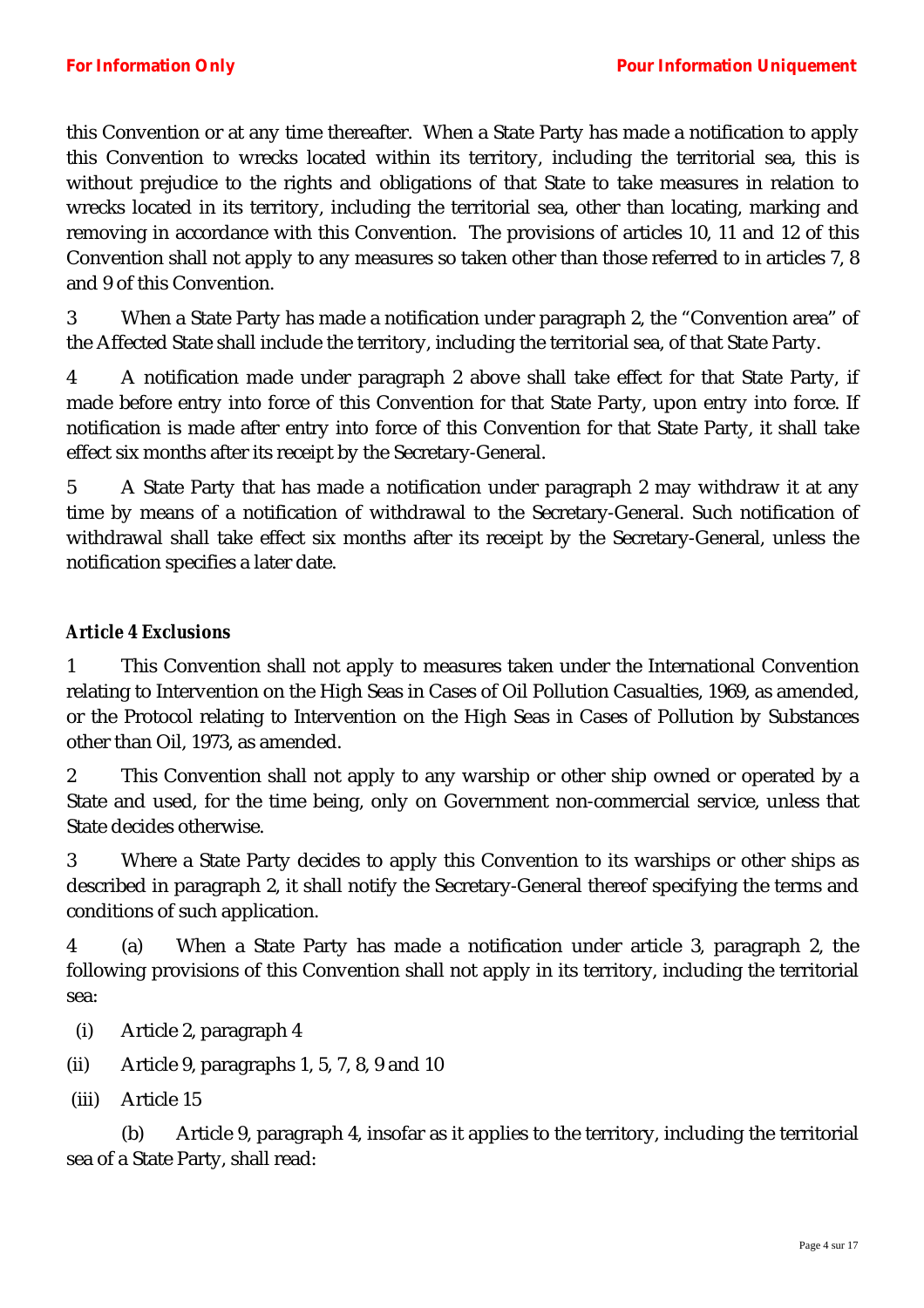this Convention or at any time thereafter. When a State Party has made a notification to apply this Convention to wrecks located within its territory, including the territorial sea, this is without prejudice to the rights and obligations of that State to take measures in relation to wrecks located in its territory, including the territorial sea, other than locating, marking and removing in accordance with this Convention. The provisions of articles 10, 11 and 12 of this Convention shall not apply to any measures so taken other than those referred to in articles 7, 8 and 9 of this Convention.

3 When a State Party has made a notification under paragraph 2, the "Convention area" of the Affected State shall include the territory, including the territorial sea, of that State Party.

4 A notification made under paragraph 2 above shall take effect for that State Party, if made before entry into force of this Convention for that State Party, upon entry into force. If notification is made after entry into force of this Convention for that State Party, it shall take effect six months after its receipt by the Secretary-General.

5 A State Party that has made a notification under paragraph 2 may withdraw it at any time by means of a notification of withdrawal to the Secretary-General. Such notification of withdrawal shall take effect six months after its receipt by the Secretary-General, unless the notification specifies a later date.

### *Article 4 Exclusions*

1 This Convention shall not apply to measures taken under the International Convention relating to Intervention on the High Seas in Cases of Oil Pollution Casualties, 1969, as amended, or the Protocol relating to Intervention on the High Seas in Cases of Pollution by Substances other than Oil, 1973, as amended.

2 This Convention shall not apply to any warship or other ship owned or operated by a State and used, for the time being, only on Government non-commercial service, unless that State decides otherwise.

3 Where a State Party decides to apply this Convention to its warships or other ships as described in paragraph 2, it shall notify the Secretary-General thereof specifying the terms and conditions of such application.

4 (a) When a State Party has made a notification under article 3, paragraph 2, the following provisions of this Convention shall not apply in its territory, including the territorial sea:

(i) Article 2, paragraph 4

(ii) Article 9, paragraphs 1, 5, 7, 8, 9 and 10

(iii) Article 15

(b) Article 9, paragraph 4, insofar as it applies to the territory, including the territorial sea of a State Party, shall read: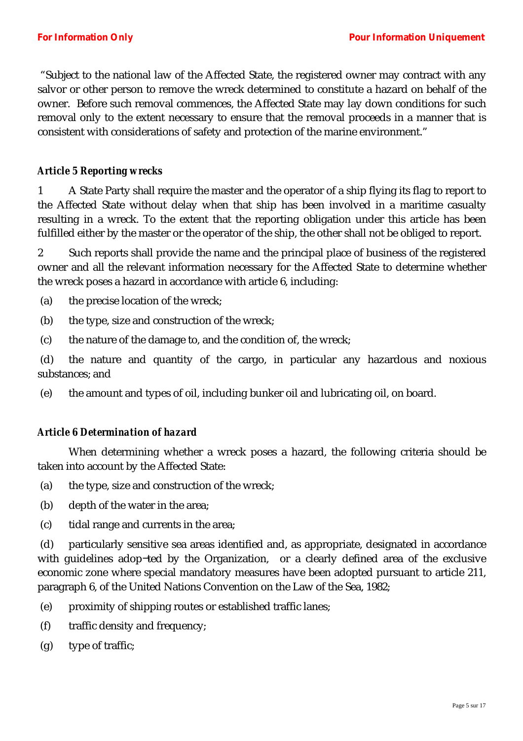"Subject to the national law of the Affected State, the registered owner may contract with any salvor or other person to remove the wreck determined to constitute a hazard on behalf of the owner. Before such removal commences, the Affected State may lay down conditions for such removal only to the extent necessary to ensure that the removal proceeds in a manner that is consistent with considerations of safety and protection of the marine environment."

***Article 5 Reporting wrecks***

1 A State Party shall require the master and the operator of a ship flying its flag to report to the Affected State without delay when that ship has been involved in a maritime casualty resulting in a wreck. To the extent that the reporting obligation under this article has been fulfilled either by the master or the operator of the ship, the other shall not be obliged to report.

2 Such reports shall provide the name and the principal place of business of the registered owner and all the relevant information necessary for the Affected State to determine whether the wreck poses a hazard in accordance with article 6, including:

(a) the precise location of the wreck;

(b) the type, size and construction of the wreck;

(c) the nature of the damage to, and the condition of, the wreck;

(d) the nature and quantity of the cargo, in particular any hazardous and noxious substances; and

(e) the amount and types of oil, including bunker oil and lubricating oil, on board.

***Article 6 Determination of hazard***

When determining whether a wreck poses a hazard, the following criteria should be taken into account by the Affected State:

(a) the type, size and construction of the wreck;

(b) depth of the water in the area;

(c) tidal range and currents in the area;

(d) particularly sensitive sea areas identified and, as appropriate, designated in accordance with guidelines adop‑ted by the Organization, or a clearly defined area of the exclusive economic zone where special mandatory measures have been adopted pursuant to article 211, paragraph 6, of the United Nations Convention on the Law of the Sea, 1982;

(e) proximity of shipping routes or established traffic lanes;

(f) traffic density and frequency;

(g) type of traffic;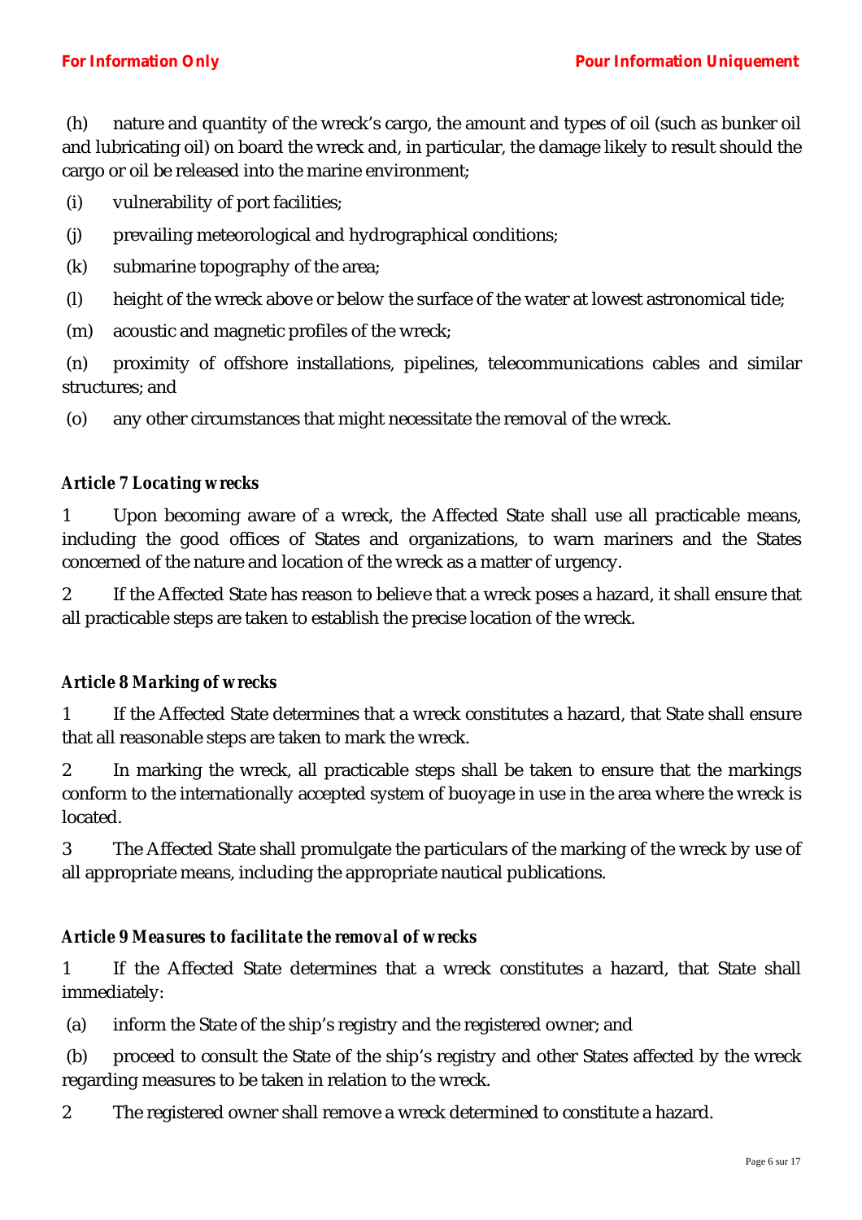(h) nature and quantity of the wreck's cargo, the amount and types of oil (such as bunker oil and lubricating oil) on board the wreck and, in particular, the damage likely to result should the cargo or oil be released into the marine environment;

(i) vulnerability of port facilities;

(j) prevailing meteorological and hydrographical conditions;

(k) submarine topography of the area;

(l) height of the wreck above or below the surface of the water at lowest astronomical tide;

(m) acoustic and magnetic profiles of the wreck;

(n) proximity of offshore installations, pipelines, telecommunications cables and similar structures; and

(o) any other circumstances that might necessitate the removal of the wreck.

### *Article 7 Locating wrecks*

1 Upon becoming aware of a wreck, the Affected State shall use all practicable means, including the good offices of States and organizations, to warn mariners and the States concerned of the nature and location of the wreck as a matter of urgency.

2 If the Affected State has reason to believe that a wreck poses a hazard, it shall ensure that all practicable steps are taken to establish the precise location of the wreck.

### *Article 8 Marking of wrecks*

1 If the Affected State determines that a wreck constitutes a hazard, that State shall ensure that all reasonable steps are taken to mark the wreck.

2 In marking the wreck, all practicable steps shall be taken to ensure that the markings conform to the internationally accepted system of buoyage in use in the area where the wreck is located.

3 The Affected State shall promulgate the particulars of the marking of the wreck by use of all appropriate means, including the appropriate nautical publications.

### *Article 9 Measures to facilitate the removal of wrecks*

1 If the Affected State determines that a wreck constitutes a hazard, that State shall immediately:

(a) inform the State of the ship's registry and the registered owner; and

(b) proceed to consult the State of the ship's registry and other States affected by the wreck regarding measures to be taken in relation to the wreck.

2 The registered owner shall remove a wreck determined to constitute a hazard.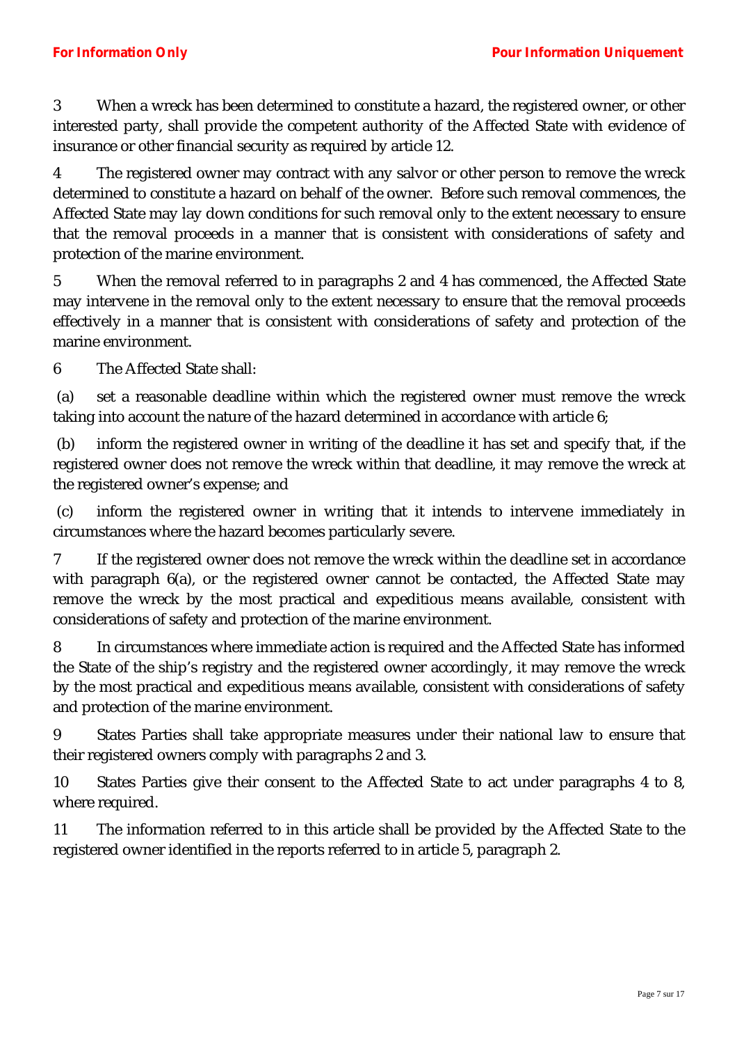3 When a wreck has been determined to constitute a hazard, the registered owner, or other interested party, shall provide the competent authority of the Affected State with evidence of insurance or other financial security as required by article 12.

4 The registered owner may contract with any salvor or other person to remove the wreck determined to constitute a hazard on behalf of the owner. Before such removal commences, the Affected State may lay down conditions for such removal only to the extent necessary to ensure that the removal proceeds in a manner that is consistent with considerations of safety and protection of the marine environment.

5 When the removal referred to in paragraphs 2 and 4 has commenced, the Affected State may intervene in the removal only to the extent necessary to ensure that the removal proceeds effectively in a manner that is consistent with considerations of safety and protection of the marine environment.

6 The Affected State shall:

(a) set a reasonable deadline within which the registered owner must remove the wreck taking into account the nature of the hazard determined in accordance with article 6;

(b) inform the registered owner in writing of the deadline it has set and specify that, if the registered owner does not remove the wreck within that deadline, it may remove the wreck at the registered owner's expense; and

(c) inform the registered owner in writing that it intends to intervene immediately in circumstances where the hazard becomes particularly severe.

7 If the registered owner does not remove the wreck within the deadline set in accordance with paragraph 6(a), or the registered owner cannot be contacted, the Affected State may remove the wreck by the most practical and expeditious means available, consistent with considerations of safety and protection of the marine environment.

8 In circumstances where immediate action is required and the Affected State has informed the State of the ship's registry and the registered owner accordingly, it may remove the wreck by the most practical and expeditious means available, consistent with considerations of safety and protection of the marine environment.

9 States Parties shall take appropriate measures under their national law to ensure that their registered owners comply with paragraphs 2 and 3.

10 States Parties give their consent to the Affected State to act under paragraphs 4 to 8, where required.

11 The information referred to in this article shall be provided by the Affected State to the registered owner identified in the reports referred to in article 5, paragraph 2.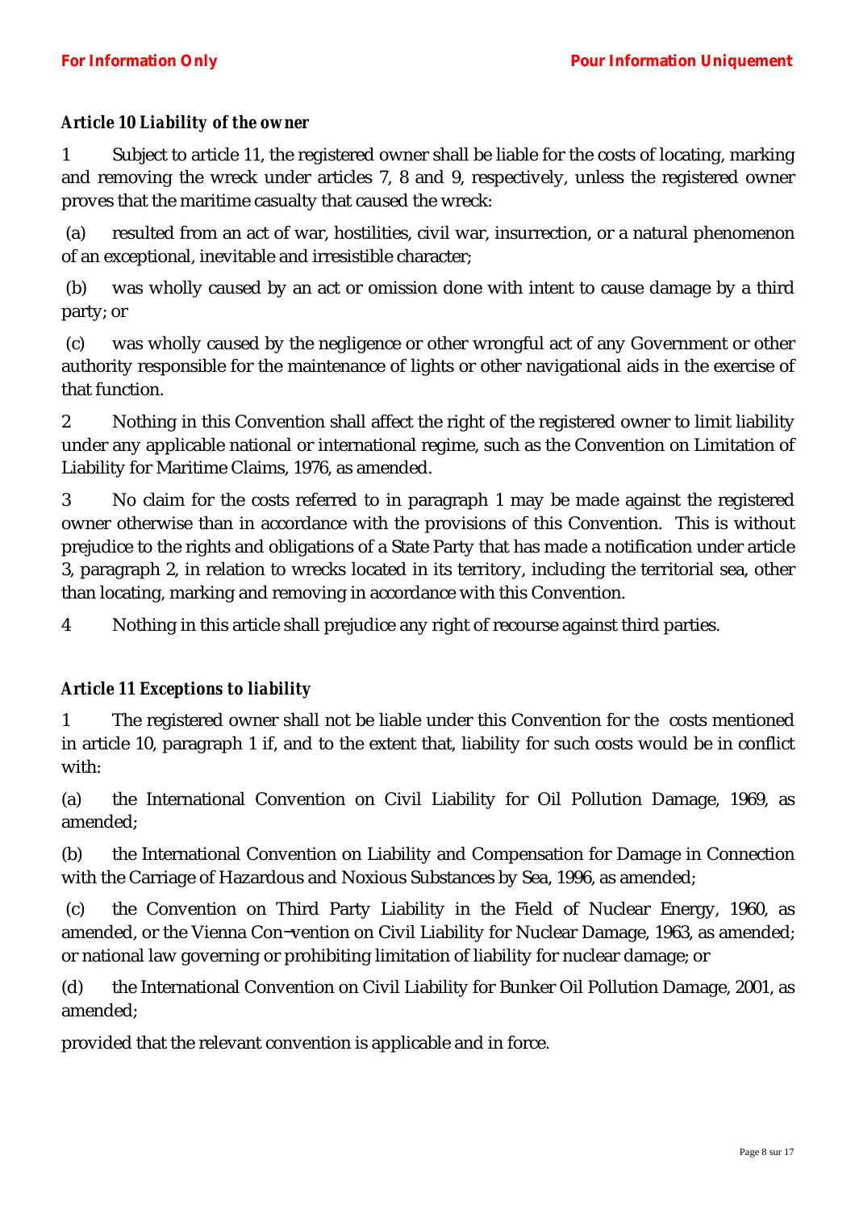***Article 10 Liability of the owner***

1 Subject to article 11, the registered owner shall be liable for the costs of locating, marking and removing the wreck under articles 7, 8 and 9, respectively, unless the registered owner proves that the maritime casualty that caused the wreck:

(a) resulted from an act of war, hostilities, civil war, insurrection, or a natural phenomenon of an exceptional, inevitable and irresistible character;

(b) was wholly caused by an act or omission done with intent to cause damage by a third party; or

(c) was wholly caused by the negligence or other wrongful act of any Government or other authority responsible for the maintenance of lights or other navigational aids in the exercise of that function.

2 Nothing in this Convention shall affect the right of the registered owner to limit liability under any applicable national or international regime, such as the Convention on Limitation of Liability for Maritime Claims, 1976, as amended.

3 No claim for the costs referred to in paragraph 1 may be made against the registered owner otherwise than in accordance with the provisions of this Convention. This is without prejudice to the rights and obligations of a State Party that has made a notification under article 3, paragraph 2, in relation to wrecks located in its territory, including the territorial sea, other than locating, marking and removing in accordance with this Convention.

4 Nothing in this article shall prejudice any right of recourse against third parties.

***Article 11 Exceptions to liability***

1 The registered owner shall not be liable under this Convention for the costs mentioned in article 10, paragraph 1 if, and to the extent that, liability for such costs would be in conflict with:

(a) the International Convention on Civil Liability for Oil Pollution Damage, 1969, as amended;

(b) the International Convention on Liability and Compensation for Damage in Connection with the Carriage of Hazardous and Noxious Substances by Sea, 1996, as amended;

(c) the Convention on Third Party Liability in the Field of Nuclear Energy, 1960, as amended, or the Vienna Con‑vention on Civil Liability for Nuclear Damage, 1963, as amended; or national law governing or prohibiting limitation of liability for nuclear damage; or

(d) the International Convention on Civil Liability for Bunker Oil Pollution Damage, 2001, as amended;

provided that the relevant convention is applicable and in force.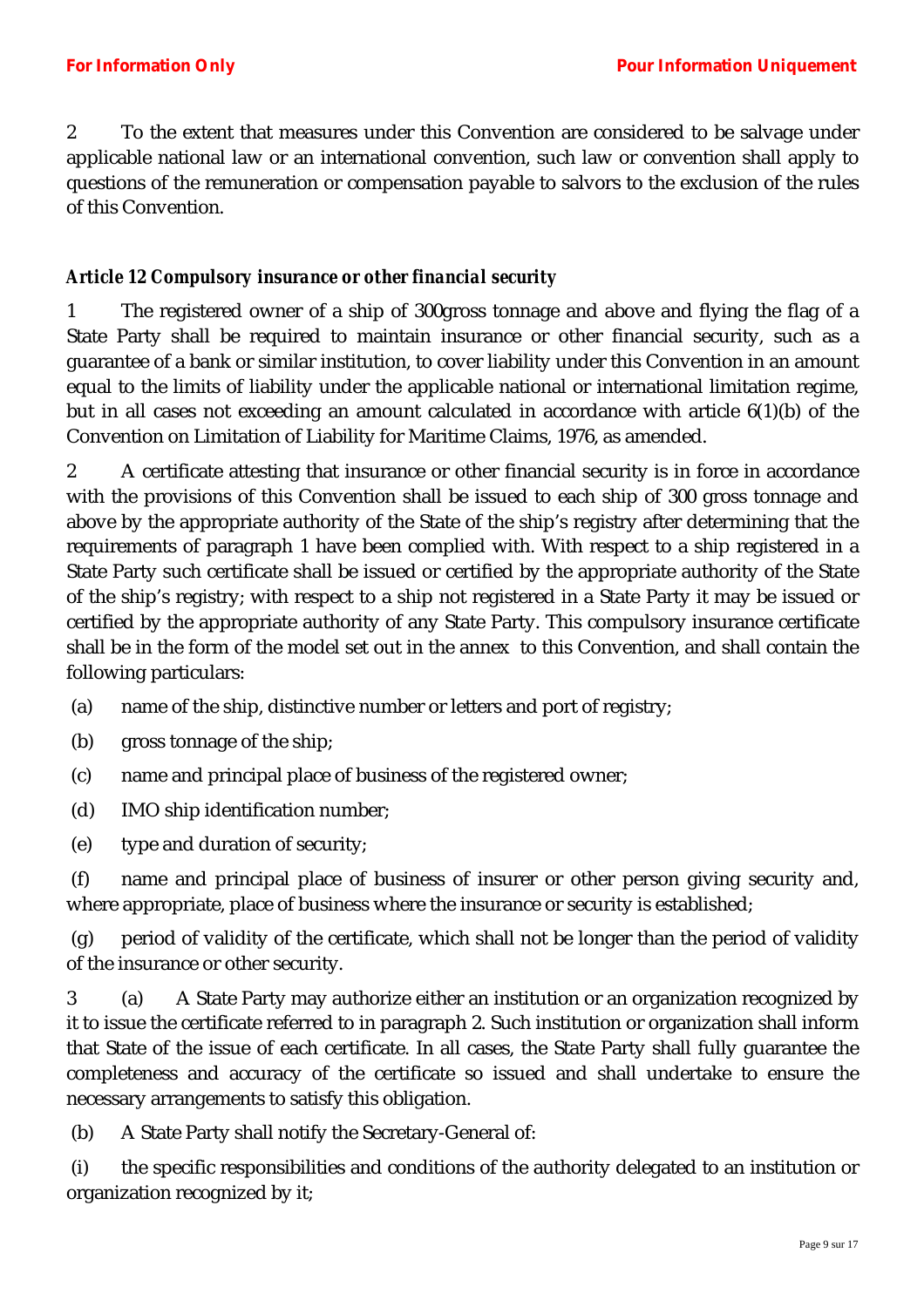2 To the extent that measures under this Convention are considered to be salvage under applicable national law or an international convention, such law or convention shall apply to questions of the remuneration or compensation payable to salvors to the exclusion of the rules of this Convention.

***Article 12 Compulsory insurance or other financial security***

1 The registered owner of a ship of 300gross tonnage and above and flying the flag of a State Party shall be required to maintain insurance or other financial security, such as a guarantee of a bank or similar institution, to cover liability under this Convention in an amount equal to the limits of liability under the applicable national or international limitation regime, but in all cases not exceeding an amount calculated in accordance with article 6(1)(b) of the Convention on Limitation of Liability for Maritime Claims, 1976, as amended.

2 A certificate attesting that insurance or other financial security is in force in accordance with the provisions of this Convention shall be issued to each ship of 300 gross tonnage and above by the appropriate authority of the State of the ship's registry after determining that the requirements of paragraph 1 have been complied with. With respect to a ship registered in a State Party such certificate shall be issued or certified by the appropriate authority of the State of the ship's registry; with respect to a ship not registered in a State Party it may be issued or certified by the appropriate authority of any State Party. This compulsory insurance certificate shall be in the form of the model set out in the annex to this Convention, and shall contain the following particulars:

(a) name of the ship, distinctive number or letters and port of registry;

(b) gross tonnage of the ship;

(c) name and principal place of business of the registered owner;

(d) IMO ship identification number;

(e) type and duration of security;

(f) name and principal place of business of insurer or other person giving security and, where appropriate, place of business where the insurance or security is established;

(g) period of validity of the certificate, which shall not be longer than the period of validity of the insurance or other security.

3 (a) A State Party may authorize either an institution or an organization recognized by it to issue the certificate referred to in paragraph 2. Such institution or organization shall inform that State of the issue of each certificate. In all cases, the State Party shall fully guarantee the completeness and accuracy of the certificate so issued and shall undertake to ensure the necessary arrangements to satisfy this obligation.

(b) A State Party shall notify the Secretary-General of:

(i) the specific responsibilities and conditions of the authority delegated to an institution or organization recognized by it;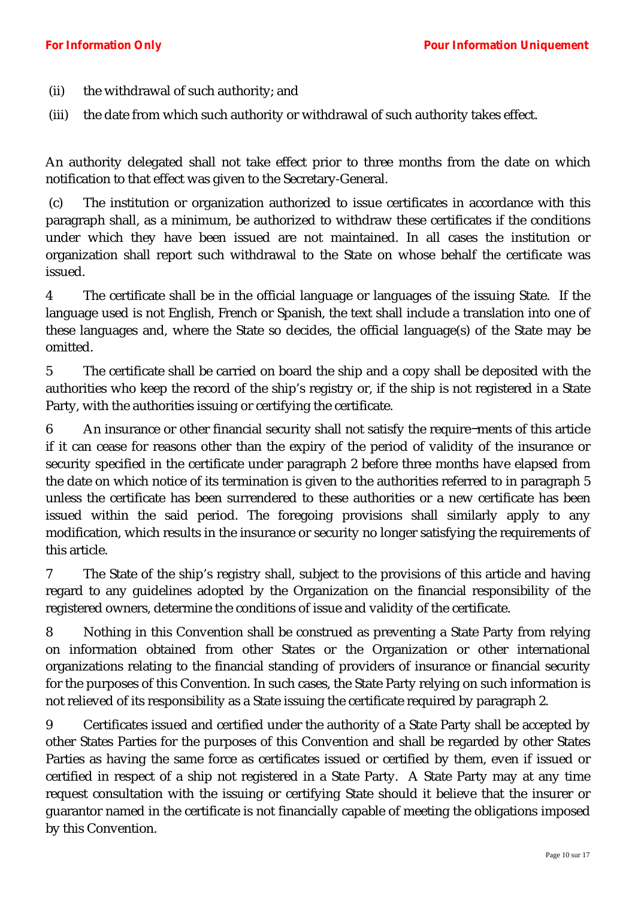(ii) the withdrawal of such authority; and

(iii) the date from which such authority or withdrawal of such authority takes effect.

An authority delegated shall not take effect prior to three months from the date on which notification to that effect was given to the Secretary-General.

(c) The institution or organization authorized to issue certificates in accordance with this paragraph shall, as a minimum, be authorized to withdraw these certificates if the conditions under which they have been issued are not maintained. In all cases the institution or organization shall report such withdrawal to the State on whose behalf the certificate was issued.

4 The certificate shall be in the official language or languages of the issuing State. If the language used is not English, French or Spanish, the text shall include a translation into one of these languages and, where the State so decides, the official language(s) of the State may be omitted.

5 The certificate shall be carried on board the ship and a copy shall be deposited with the authorities who keep the record of the ship's registry or, if the ship is not registered in a State Party, with the authorities issuing or certifying the certificate.

6 An insurance or other financial security shall not satisfy the require-ments of this article if it can cease for reasons other than the expiry of the period of validity of the insurance or security specified in the certificate under paragraph 2 before three months have elapsed from the date on which notice of its termination is given to the authorities referred to in paragraph 5 unless the certificate has been surrendered to these authorities or a new certificate has been issued within the said period. The foregoing provisions shall similarly apply to any modification, which results in the insurance or security no longer satisfying the requirements of this article.

7 The State of the ship's registry shall, subject to the provisions of this article and having regard to any guidelines adopted by the Organization on the financial responsibility of the registered owners, determine the conditions of issue and validity of the certificate.

8 Nothing in this Convention shall be construed as preventing a State Party from relying on information obtained from other States or the Organization or other international organizations relating to the financial standing of providers of insurance or financial security for the purposes of this Convention. In such cases, the State Party relying on such information is not relieved of its responsibility as a State issuing the certificate required by paragraph 2.

9 Certificates issued and certified under the authority of a State Party shall be accepted by other States Parties for the purposes of this Convention and shall be regarded by other States Parties as having the same force as certificates issued or certified by them, even if issued or certified in respect of a ship not registered in a State Party. A State Party may at any time request consultation with the issuing or certifying State should it believe that the insurer or guarantor named in the certificate is not financially capable of meeting the obligations imposed by this Convention.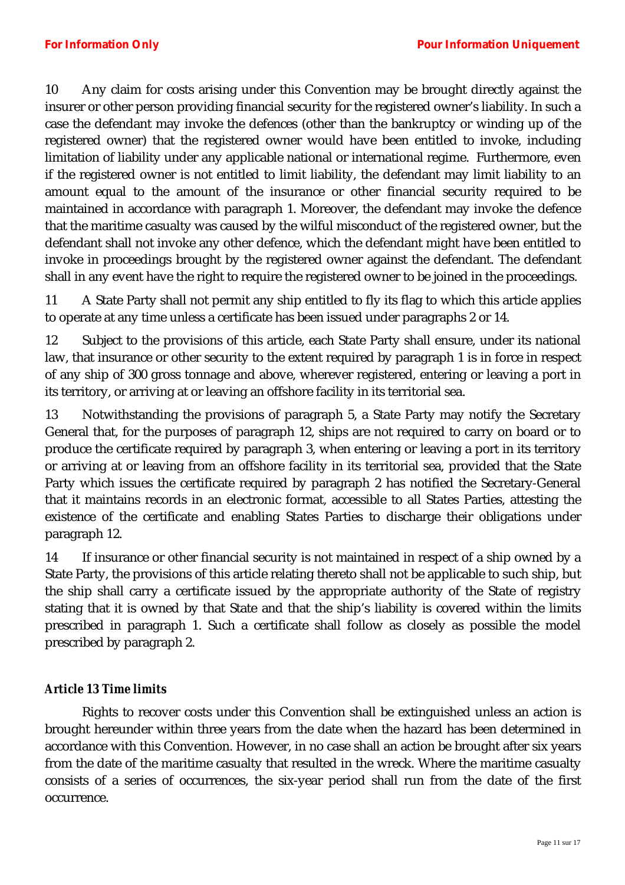10 Any claim for costs arising under this Convention may be brought directly against the insurer or other person providing financial security for the registered owner's liability. In such a case the defendant may invoke the defences (other than the bankruptcy or winding up of the registered owner) that the registered owner would have been entitled to invoke, including limitation of liability under any applicable national or international regime. Furthermore, even if the registered owner is not entitled to limit liability, the defendant may limit liability to an amount equal to the amount of the insurance or other financial security required to be maintained in accordance with paragraph 1. Moreover, the defendant may invoke the defence that the maritime casualty was caused by the wilful misconduct of the registered owner, but the defendant shall not invoke any other defence, which the defendant might have been entitled to invoke in proceedings brought by the registered owner against the defendant. The defendant shall in any event have the right to require the registered owner to be joined in the proceedings.

11 A State Party shall not permit any ship entitled to fly its flag to which this article applies to operate at any time unless a certificate has been issued under paragraphs 2 or 14.

12 Subject to the provisions of this article, each State Party shall ensure, under its national law, that insurance or other security to the extent required by paragraph 1 is in force in respect of any ship of 300 gross tonnage and above, wherever registered, entering or leaving a port in its territory, or arriving at or leaving an offshore facility in its territorial sea.

13 Notwithstanding the provisions of paragraph 5, a State Party may notify the Secretary General that, for the purposes of paragraph 12, ships are not required to carry on board or to produce the certificate required by paragraph 3, when entering or leaving a port in its territory or arriving at or leaving from an offshore facility in its territorial sea, provided that the State Party which issues the certificate required by paragraph 2 has notified the Secretary-General that it maintains records in an electronic format, accessible to all States Parties, attesting the existence of the certificate and enabling States Parties to discharge their obligations under paragraph 12.

14 If insurance or other financial security is not maintained in respect of a ship owned by a State Party, the provisions of this article relating thereto shall not be applicable to such ship, but the ship shall carry a certificate issued by the appropriate authority of the State of registry stating that it is owned by that State and that the ship's liability is covered within the limits prescribed in paragraph 1. Such a certificate shall follow as closely as possible the model prescribed by paragraph 2.

### *Article 13 Time limits*

Rights to recover costs under this Convention shall be extinguished unless an action is brought hereunder within three years from the date when the hazard has been determined in accordance with this Convention. However, in no case shall an action be brought after six years from the date of the maritime casualty that resulted in the wreck. Where the maritime casualty consists of a series of occurrences, the six-year period shall run from the date of the first occurrence.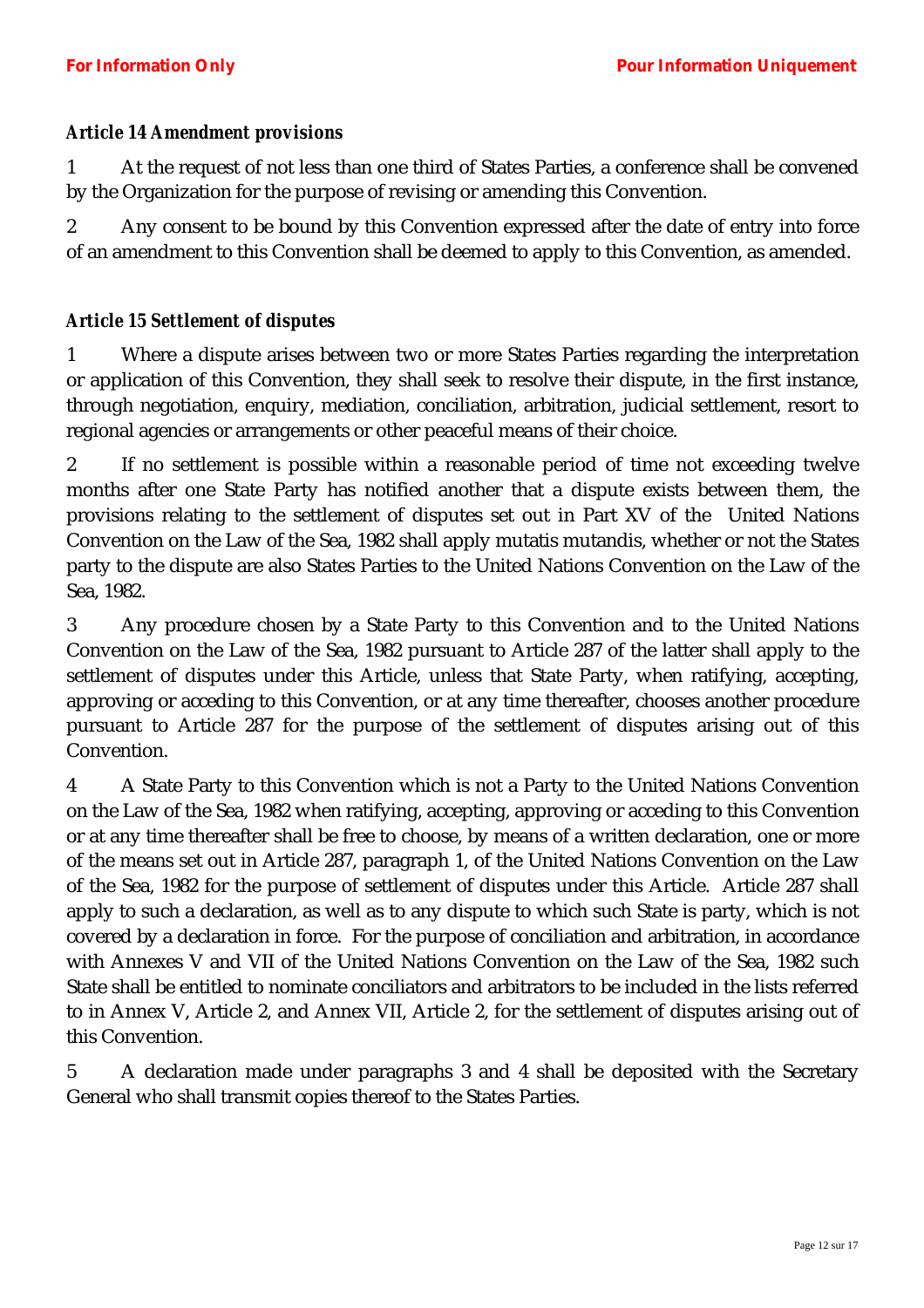### *Article 14 Amendment provisions*

1 At the request of not less than one third of States Parties, a conference shall be convened by the Organization for the purpose of revising or amending this Convention.

2 Any consent to be bound by this Convention expressed after the date of entry into force of an amendment to this Convention shall be deemed to apply to this Convention, as amended.

### *Article 15 Settlement of disputes*

1 Where a dispute arises between two or more States Parties regarding the interpretation or application of this Convention, they shall seek to resolve their dispute, in the first instance, through negotiation, enquiry, mediation, conciliation, arbitration, judicial settlement, resort to regional agencies or arrangements or other peaceful means of their choice.

2 If no settlement is possible within a reasonable period of time not exceeding twelve months after one State Party has notified another that a dispute exists between them, the provisions relating to the settlement of disputes set out in Part XV of the United Nations Convention on the Law of the Sea, 1982 shall apply mutatis mutandis, whether or not the States party to the dispute are also States Parties to the United Nations Convention on the Law of the Sea, 1982.

3 Any procedure chosen by a State Party to this Convention and to the United Nations Convention on the Law of the Sea, 1982 pursuant to Article 287 of the latter shall apply to the settlement of disputes under this Article, unless that State Party, when ratifying, accepting, approving or acceding to this Convention, or at any time thereafter, chooses another procedure pursuant to Article 287 for the purpose of the settlement of disputes arising out of this Convention.

4 A State Party to this Convention which is not a Party to the United Nations Convention on the Law of the Sea, 1982 when ratifying, accepting, approving or acceding to this Convention or at any time thereafter shall be free to choose, by means of a written declaration, one or more of the means set out in Article 287, paragraph 1, of the United Nations Convention on the Law of the Sea, 1982 for the purpose of settlement of disputes under this Article. Article 287 shall apply to such a declaration, as well as to any dispute to which such State is party, which is not covered by a declaration in force. For the purpose of conciliation and arbitration, in accordance with Annexes V and VII of the United Nations Convention on the Law of the Sea, 1982 such State shall be entitled to nominate conciliators and arbitrators to be included in the lists referred to in Annex V, Article 2, and Annex VII, Article 2, for the settlement of disputes arising out of this Convention.

5 A declaration made under paragraphs 3 and 4 shall be deposited with the Secretary General who shall transmit copies thereof to the States Parties.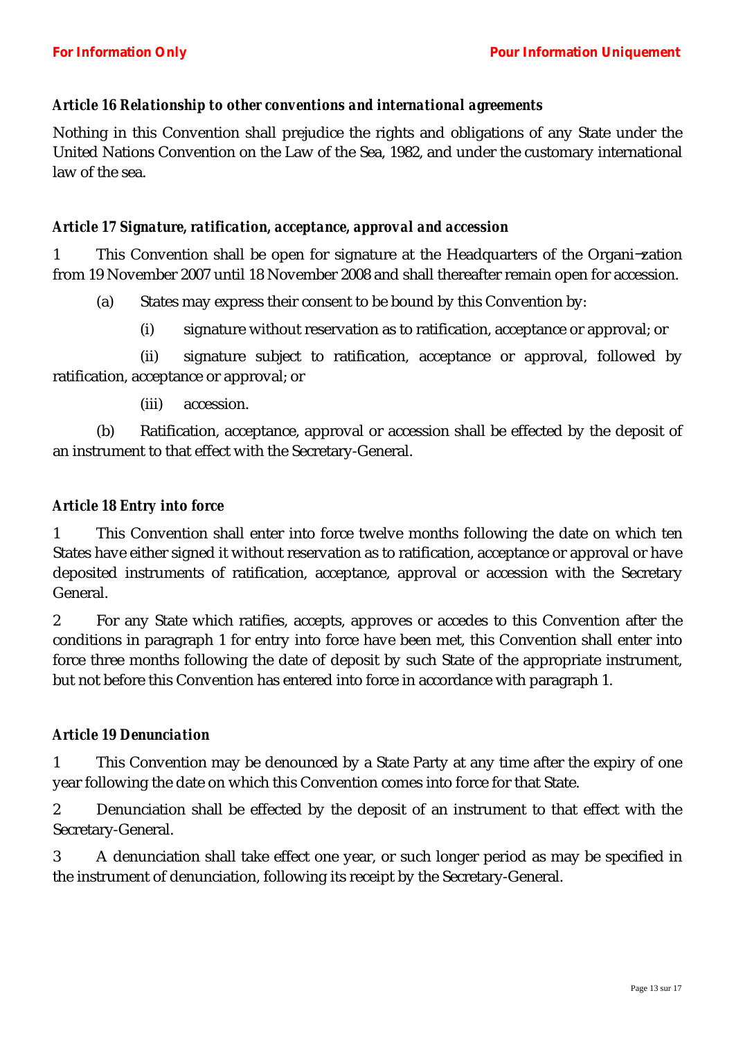### *Article 16 Relationship to other conventions and international agreements*

Nothing in this Convention shall prejudice the rights and obligations of any State under the United Nations Convention on the Law of the Sea, 1982, and under the customary international law of the sea.

### *Article 17 Signature, ratification, acceptance, approval and accession*

1 This Convention shall be open for signature at the Headquarters of the Organization from 19 November 2007 until 18 November 2008 and shall thereafter remain open for accession.

(a) States may express their consent to be bound by this Convention by:

(i) signature without reservation as to ratification, acceptance or approval; or

(ii) signature subject to ratification, acceptance or approval, followed by ratification, acceptance or approval; or

(iii) accession.

(b) Ratification, acceptance, approval or accession shall be effected by the deposit of an instrument to that effect with the Secretary-General.

### *Article 18 Entry into force*

1 This Convention shall enter into force twelve months following the date on which ten States have either signed it without reservation as to ratification, acceptance or approval or have deposited instruments of ratification, acceptance, approval or accession with the Secretary General.

2 For any State which ratifies, accepts, approves or accedes to this Convention after the conditions in paragraph 1 for entry into force have been met, this Convention shall enter into force three months following the date of deposit by such State of the appropriate instrument, but not before this Convention has entered into force in accordance with paragraph 1.

### *Article 19 Denunciation*

1 This Convention may be denounced by a State Party at any time after the expiry of one year following the date on which this Convention comes into force for that State.

2 Denunciation shall be effected by the deposit of an instrument to that effect with the Secretary-General.

3 A denunciation shall take effect one year, or such longer period as may be specified in the instrument of denunciation, following its receipt by the Secretary-General.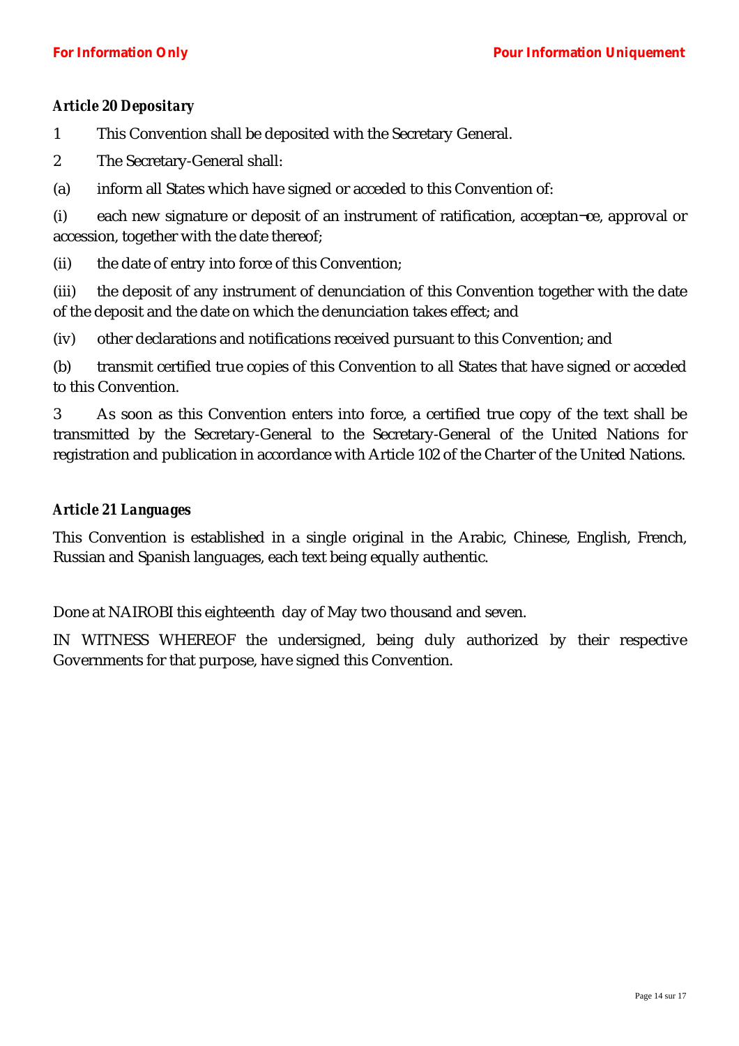***Article 20 Depositary***

1 This Convention shall be deposited with the Secretary General.

2 The Secretary-General shall:

(a) inform all States which have signed or acceded to this Convention of:

(i) each new signature or deposit of an instrument of ratification, acceptan¬ce, approval or accession, together with the date thereof;

(ii) the date of entry into force of this Convention;

(iii) the deposit of any instrument of denunciation of this Convention together with the date of the deposit and the date on which the denunciation takes effect; and

(iv) other declarations and notifications received pursuant to this Convention; and

(b) transmit certified true copies of this Convention to all States that have signed or acceded to this Convention.

3 As soon as this Convention enters into force, a certified true copy of the text shall be transmitted by the Secretary-General to the Secretary-General of the United Nations for registration and publication in accordance with Article 102 of the Charter of the United Nations.

***Article 21 Languages***

This Convention is established in a single original in the Arabic, Chinese, English, French, Russian and Spanish languages, each text being equally authentic.

Done at NAIROBI this eighteenth day of May two thousand and seven.

IN WITNESS WHEREOF the undersigned, being duly authorized by their respective Governments for that purpose, have signed this Convention.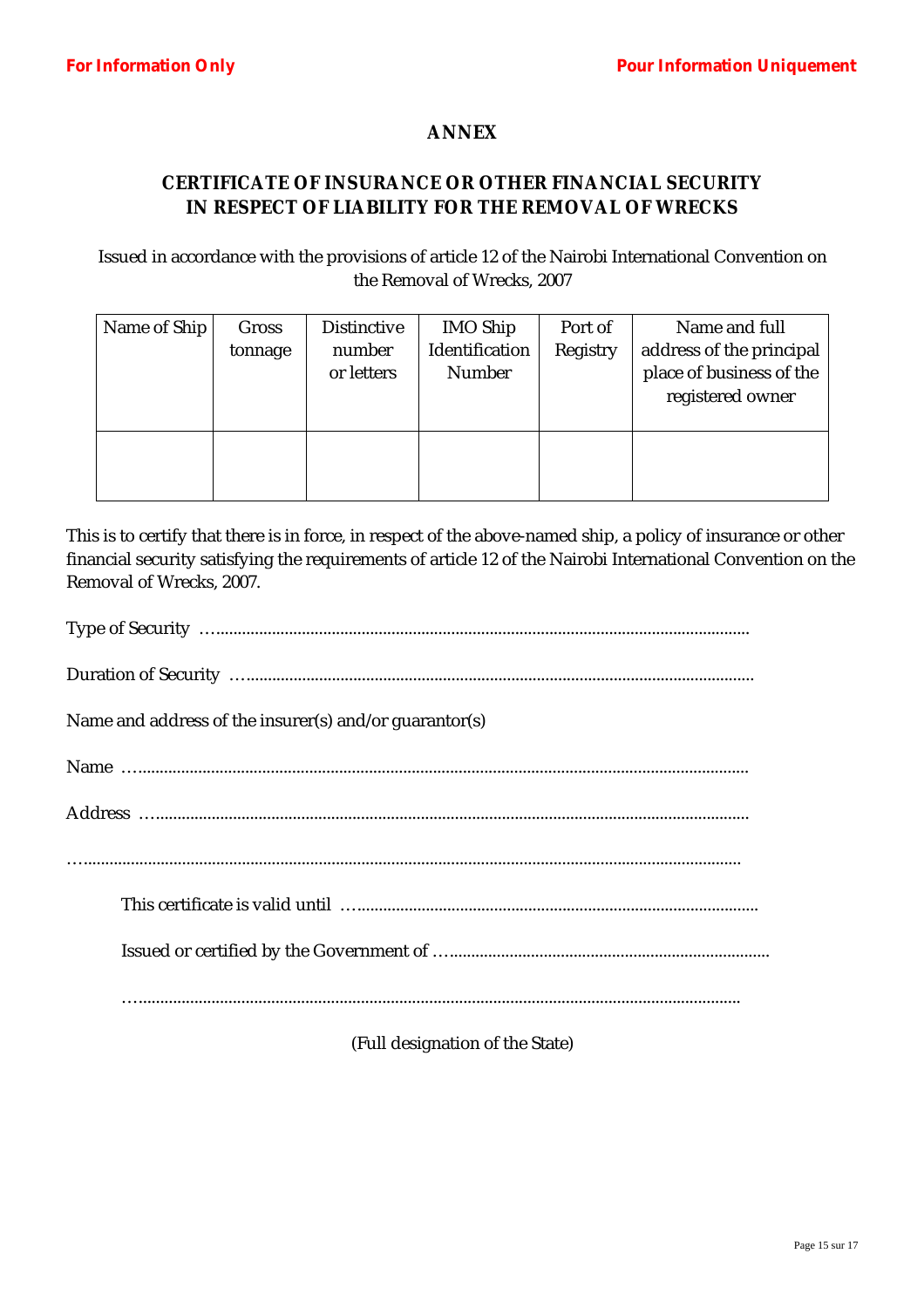## ANNEX

### CERTIFICATE OF INSURANCE OR OTHER FINANCIAL SECURITY IN RESPECT OF LIABILITY FOR THE REMOVAL OF WRECKS

Issued in accordance with the provisions of article 12 of the Nairobi International Convention on the Removal of Wrecks, 2007

| Name of Ship | Gross tonnage | Distinctive number or letters | IMO Ship Identification Number | Port of Registry | Name and full address of the principal place of business of the registered owner |
|---|---|---|---|---|---|
| | | | | | |

This is to certify that there is in force, in respect of the above-named ship, a policy of insurance or other financial security satisfying the requirements of article 12 of the Nairobi International Convention on the Removal of Wrecks, 2007.

Type of Security ………………………………………………………………………………

Duration of Security ……………………………………………………………………………

Name and address of the insurer(s) and/or guarantor(s)

Name ……………………………………………………………………………………

Address …………………………………………………………………………………

……………………………………………………………………………………………

This certificate is valid until ……………………………………………………………

Issued or certified by the Government of ……………………………………………

……………………………………………………………………………………………

(Full designation of the State)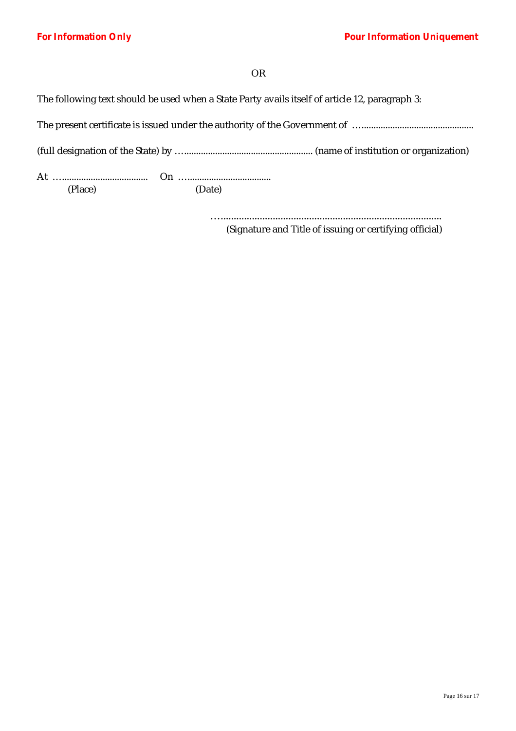OR

The following text should be used when a State Party avails itself of article 12, paragraph 3:

The present certificate is issued under the authority of the Government of …............................................

(full designation of the State) by ….................................................... (name of institution or organization)

At …................................... On …..................................
(Place) (Date)

…......................................................................................
(Signature and Title of issuing or certifying official)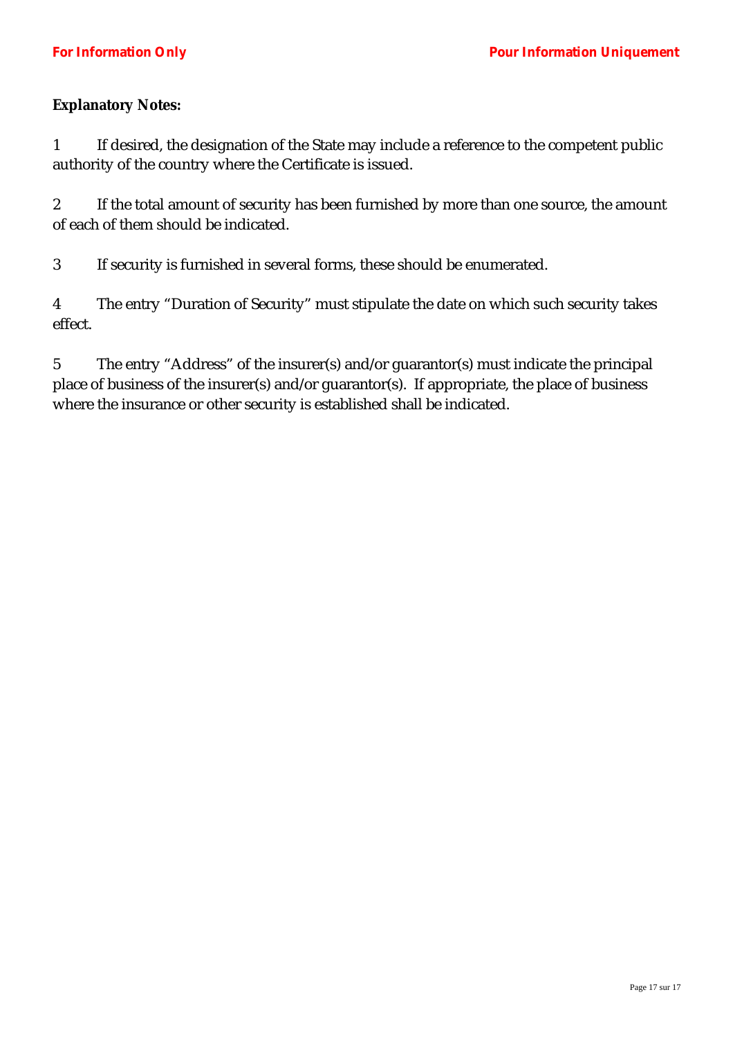**Explanatory Notes:**

1 If desired, the designation of the State may include a reference to the competent public authority of the country where the Certificate is issued.

2 If the total amount of security has been furnished by more than one source, the amount of each of them should be indicated.

3 If security is furnished in several forms, these should be enumerated.

4 The entry "Duration of Security" must stipulate the date on which such security takes effect.

5 The entry "Address" of the insurer(s) and/or guarantor(s) must indicate the principal place of business of the insurer(s) and/or guarantor(s). If appropriate, the place of business where the insurance or other security is established shall be indicated.